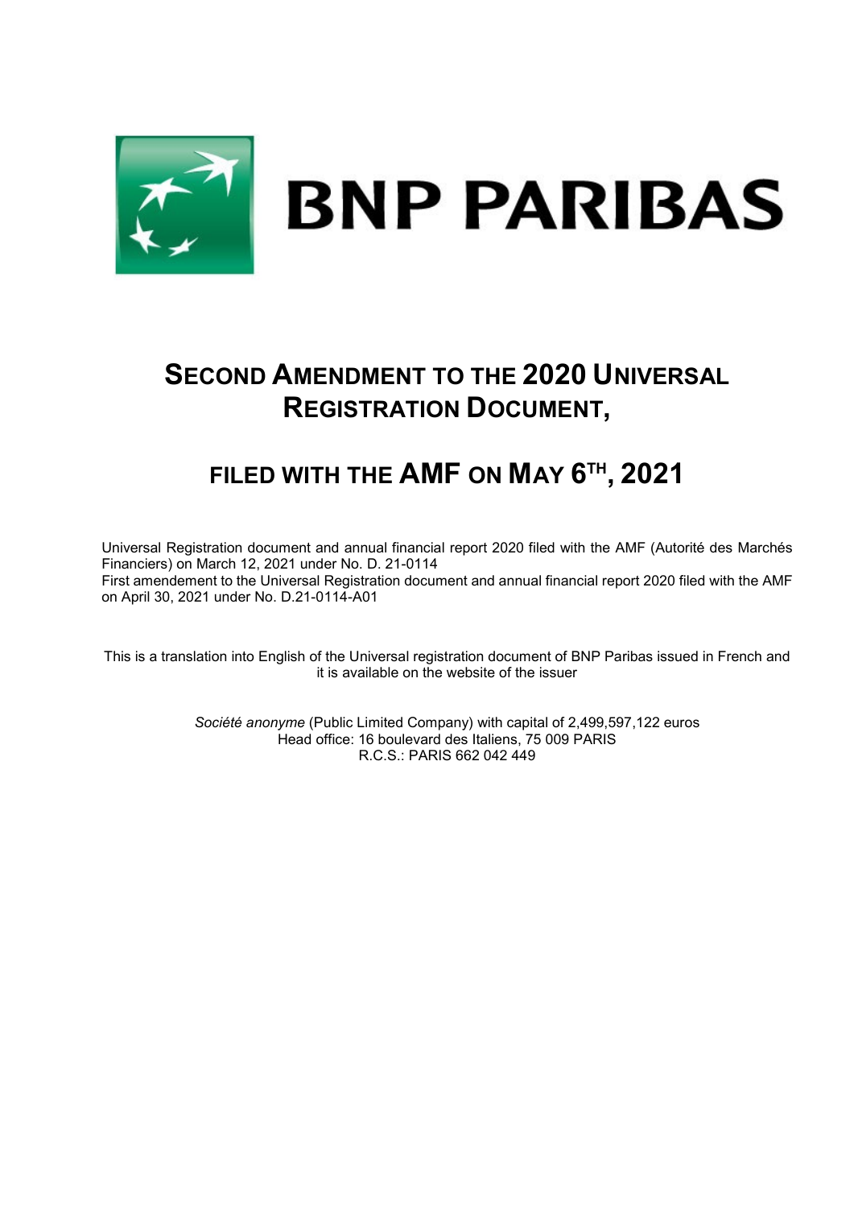BNP PARIBAS

# SECOND AMENDMENT TO THE 2020 UNIVERSAL REGISTRATION DOCUMENT,

## FILED WITH THE AMF ON MAY 6TH, 2021

Universal Registration document and annual financial report 2020 filed with the AMF (Autorité des Marchés Financiers) on March 12, 2021 under No. D. 21-0114
First amendement to the Universal Registration document and annual financial report 2020 filed with the AMF on April 30, 2021 under No. D.21-0114-A01

This is a translation into English of the Universal registration document of BNP Paribas issued in French and it is available on the website of the issuer

*Société anonyme* (Public Limited Company) with capital of 2,499,597,122 euros
Head office: 16 boulevard des Italiens, 75 009 PARIS
R.C.S.: PARIS 662 042 449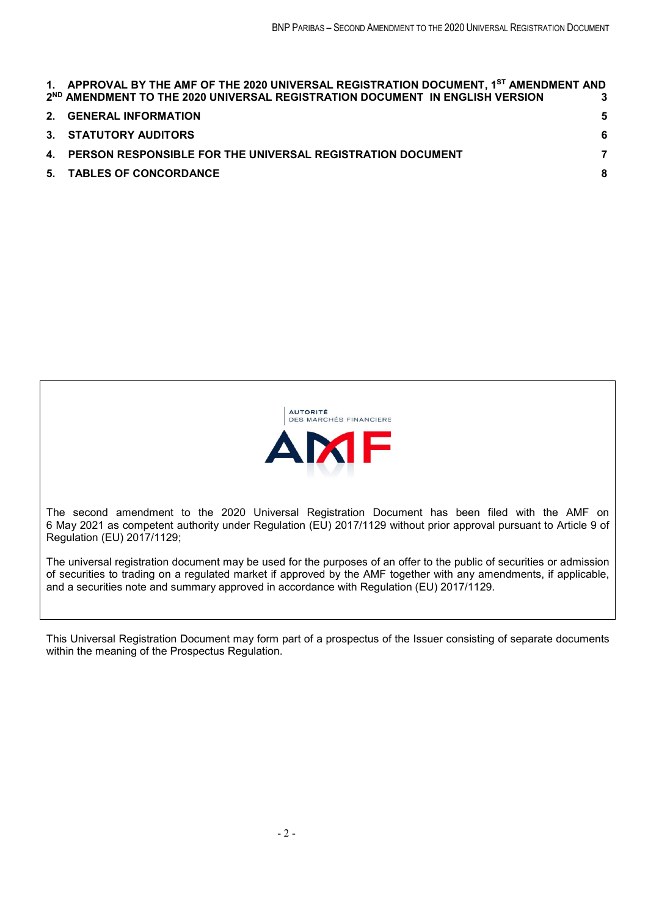| | |
|---|---|
| 1. APPROVAL BY THE AMF OF THE 2020 UNIVERSAL REGISTRATION DOCUMENT, 1ST AMENDMENT AND 2ND AMENDMENT TO THE 2020 UNIVERSAL REGISTRATION DOCUMENT IN ENGLISH VERSION | 3 |
| 2. GENERAL INFORMATION | 5 |
| 3. STATUTORY AUDITORS | 6 |
| 4. PERSON RESPONSIBLE FOR THE UNIVERSAL REGISTRATION DOCUMENT | 7 |
| 5. TABLES OF CONCORDANCE | 8 |

AUTORITÉ DES MARCHÉS FINANCIERS

AMF

The second amendment to the 2020 Universal Registration Document has been filed with the AMF on 6 May 2021 as competent authority under Regulation (EU) 2017/1129 without prior approval pursuant to Article 9 of Regulation (EU) 2017/1129;

The universal registration document may be used for the purposes of an offer to the public of securities or admission of securities to trading on a regulated market if approved by the AMF together with any amendments, if applicable, and a securities note and summary approved in accordance with Regulation (EU) 2017/1129.

This Universal Registration Document may form part of a prospectus of the Issuer consisting of separate documents within the meaning of the Prospectus Regulation.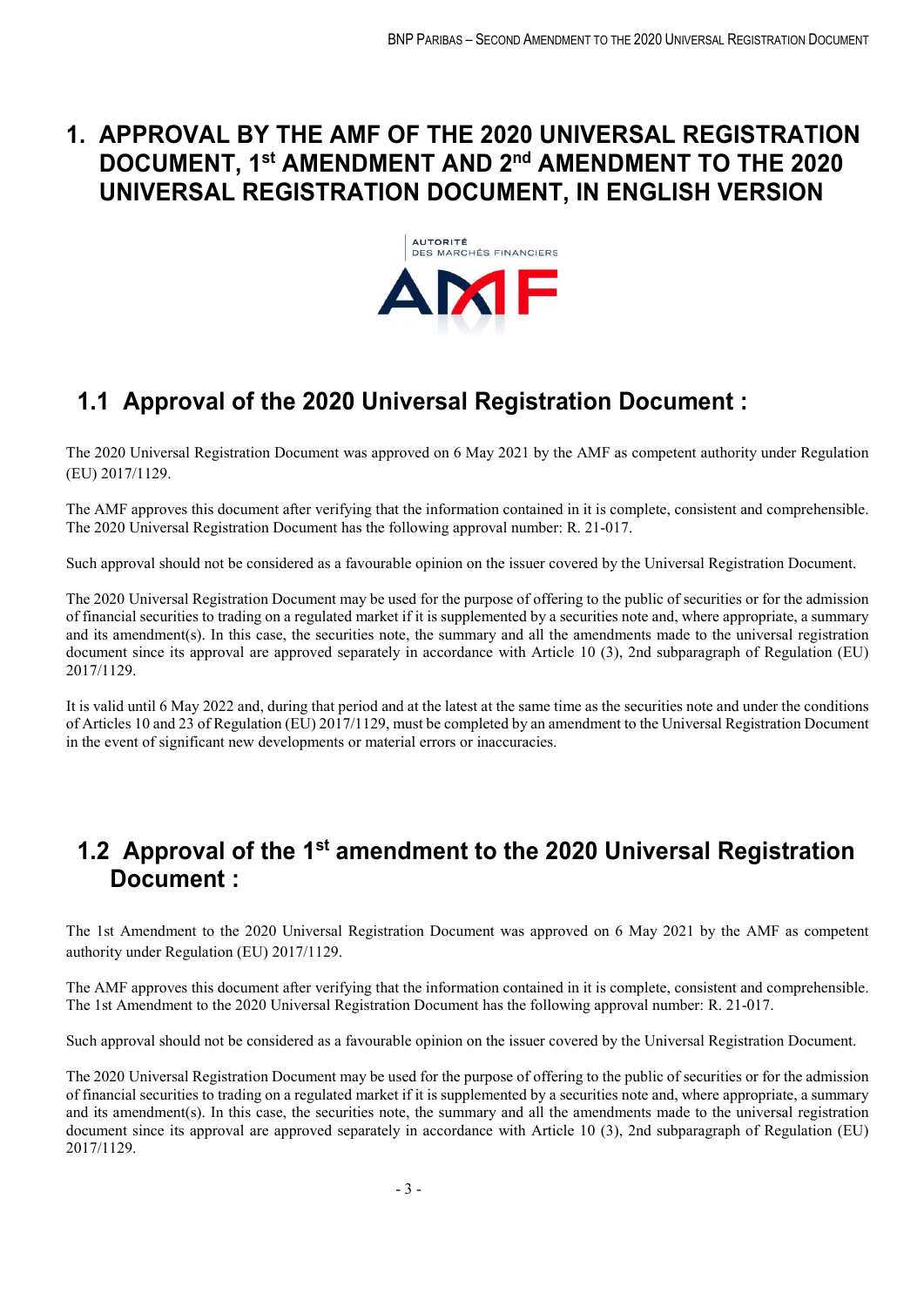# 1. APPROVAL BY THE AMF OF THE 2020 UNIVERSAL REGISTRATION DOCUMENT, 1st AMENDMENT AND 2nd AMENDMENT TO THE 2020 UNIVERSAL REGISTRATION DOCUMENT, IN ENGLISH VERSION

## 1.1 Approval of the 2020 Universal Registration Document :

The 2020 Universal Registration Document was approved on 6 May 2021 by the AMF as competent authority under Regulation (EU) 2017/1129.

The AMF approves this document after verifying that the information contained in it is complete, consistent and comprehensible. The 2020 Universal Registration Document has the following approval number: R. 21-017.

Such approval should not be considered as a favourable opinion on the issuer covered by the Universal Registration Document.

The 2020 Universal Registration Document may be used for the purpose of offering to the public of securities or for the admission of financial securities to trading on a regulated market if it is supplemented by a securities note and, where appropriate, a summary and its amendment(s). In this case, the securities note, the summary and all the amendments made to the universal registration document since its approval are approved separately in accordance with Article 10 (3), 2nd subparagraph of Regulation (EU) 2017/1129.

It is valid until 6 May 2022 and, during that period and at the latest at the same time as the securities note and under the conditions of Articles 10 and 23 of Regulation (EU) 2017/1129, must be completed by an amendment to the Universal Registration Document in the event of significant new developments or material errors or inaccuracies.

## 1.2 Approval of the 1st amendment to the 2020 Universal Registration Document :

The 1st Amendment to the 2020 Universal Registration Document was approved on 6 May 2021 by the AMF as competent authority under Regulation (EU) 2017/1129.

The AMF approves this document after verifying that the information contained in it is complete, consistent and comprehensible. The 1st Amendment to the 2020 Universal Registration Document has the following approval number: R. 21-017.

Such approval should not be considered as a favourable opinion on the issuer covered by the Universal Registration Document.

The 2020 Universal Registration Document may be used for the purpose of offering to the public of securities or for the admission of financial securities to trading on a regulated market if it is supplemented by a securities note and, where appropriate, a summary and its amendment(s). In this case, the securities note, the summary and all the amendments made to the universal registration document since its approval are approved separately in accordance with Article 10 (3), 2nd subparagraph of Regulation (EU) 2017/1129.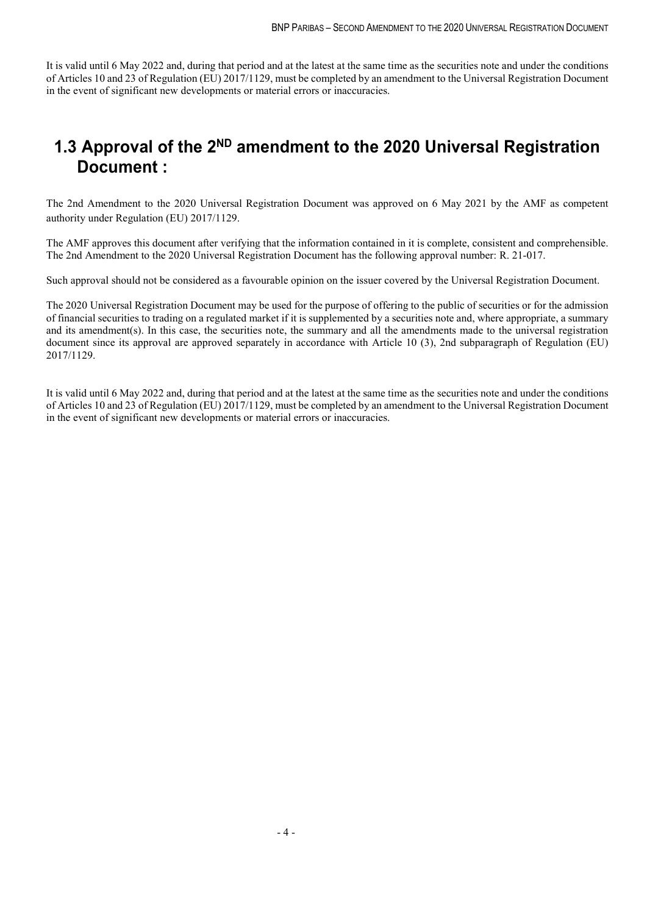It is valid until 6 May 2022 and, during that period and at the latest at the same time as the securities note and under the conditions of Articles 10 and 23 of Regulation (EU) 2017/1129, must be completed by an amendment to the Universal Registration Document in the event of significant new developments or material errors or inaccuracies.

## 1.3 Approval of the 2ND amendment to the 2020 Universal Registration Document :

The 2nd Amendment to the 2020 Universal Registration Document was approved on 6 May 2021 by the AMF as competent authority under Regulation (EU) 2017/1129.

The AMF approves this document after verifying that the information contained in it is complete, consistent and comprehensible. The 2nd Amendment to the 2020 Universal Registration Document has the following approval number: R. 21-017.

Such approval should not be considered as a favourable opinion on the issuer covered by the Universal Registration Document.

The 2020 Universal Registration Document may be used for the purpose of offering to the public of securities or for the admission of financial securities to trading on a regulated market if it is supplemented by a securities note and, where appropriate, a summary and its amendment(s). In this case, the securities note, the summary and all the amendments made to the universal registration document since its approval are approved separately in accordance with Article 10 (3), 2nd subparagraph of Regulation (EU) 2017/1129.

It is valid until 6 May 2022 and, during that period and at the latest at the same time as the securities note and under the conditions of Articles 10 and 23 of Regulation (EU) 2017/1129, must be completed by an amendment to the Universal Registration Document in the event of significant new developments or material errors or inaccuracies.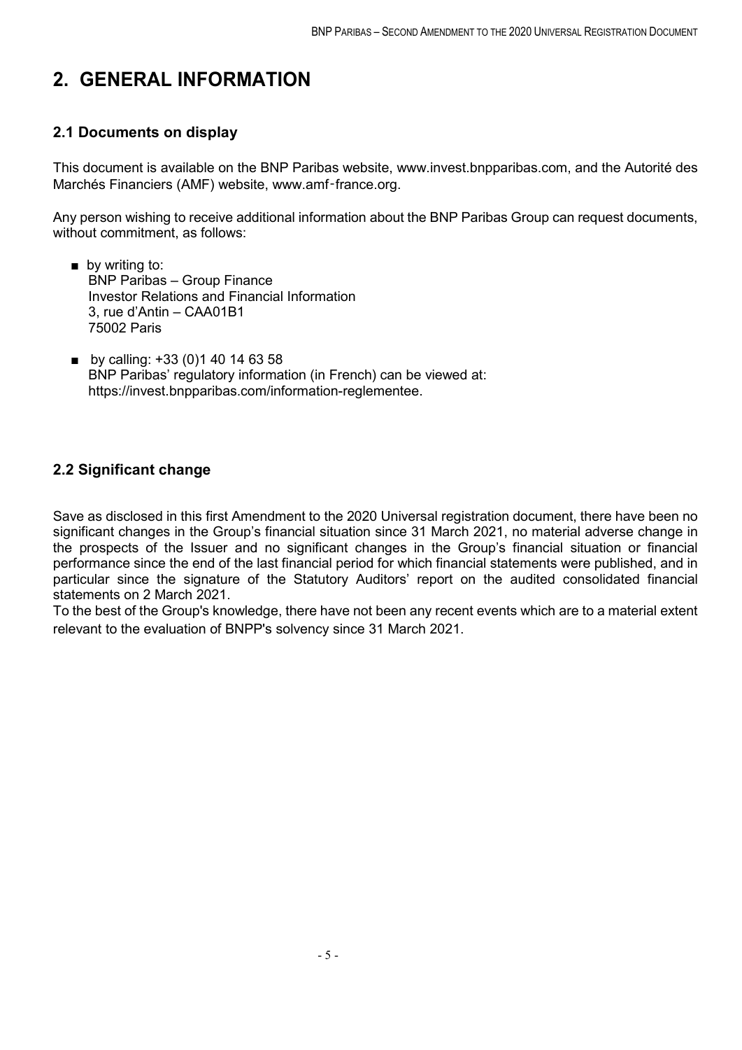# 2. GENERAL INFORMATION

## 2.1 Documents on display

This document is available on the BNP Paribas website, www.invest.bnpparibas.com, and the Autorité des Marchés Financiers (AMF) website, www.amf-france.org.

Any person wishing to receive additional information about the BNP Paribas Group can request documents, without commitment, as follows:

- by writing to:
  BNP Paribas – Group Finance
  Investor Relations and Financial Information
  3, rue d'Antin – CAA01B1
  75002 Paris
- by calling: +33 (0)1 40 14 63 58
  BNP Paribas' regulatory information (in French) can be viewed at:
  https://invest.bnpparibas.com/information-reglementee.

## 2.2 Significant change

Save as disclosed in this first Amendment to the 2020 Universal registration document, there have been no significant changes in the Group's financial situation since 31 March 2021, no material adverse change in the prospects of the Issuer and no significant changes in the Group's financial situation or financial performance since the end of the last financial period for which financial statements were published, and in particular since the signature of the Statutory Auditors' report on the audited consolidated financial statements on 2 March 2021.

To the best of the Group's knowledge, there have not been any recent events which are to a material extent relevant to the evaluation of BNPP's solvency since 31 March 2021.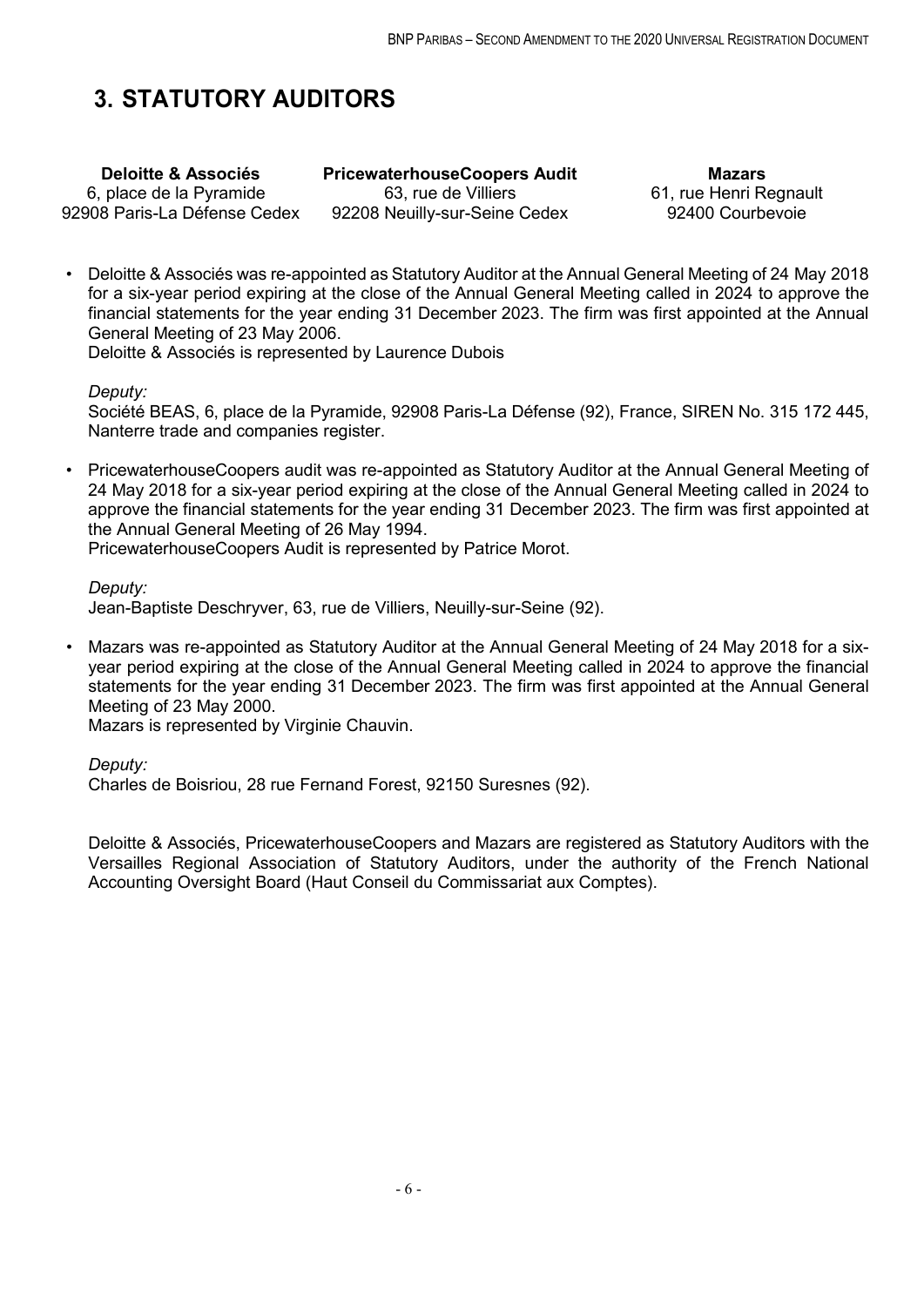# 3. STATUTORY AUDITORS

| **Deloitte & Associés** | **PricewaterhouseCoopers Audit** | **Mazars** |
|---|---|---|
| 6, place de la Pyramide | 63, rue de Villiers | 61, rue Henri Regnault |
| 92908 Paris-La Défense Cedex | 92208 Neuilly-sur-Seine Cedex | 92400 Courbevoie |

- Deloitte & Associés was re-appointed as Statutory Auditor at the Annual General Meeting of 24 May 2018 for a six-year period expiring at the close of the Annual General Meeting called in 2024 to approve the financial statements for the year ending 31 December 2023. The firm was first appointed at the Annual General Meeting of 23 May 2006.
  Deloitte & Associés is represented by Laurence Dubois

  *Deputy:*
  Société BEAS, 6, place de la Pyramide, 92908 Paris-La Défense (92), France, SIREN No. 315 172 445, Nanterre trade and companies register.

- PricewaterhouseCoopers audit was re-appointed as Statutory Auditor at the Annual General Meeting of 24 May 2018 for a six-year period expiring at the close of the Annual General Meeting called in 2024 to approve the financial statements for the year ending 31 December 2023. The firm was first appointed at the Annual General Meeting of 26 May 1994.
  PricewaterhouseCoopers Audit is represented by Patrice Morot.

  *Deputy:*
  Jean-Baptiste Deschryver, 63, rue de Villiers, Neuilly-sur-Seine (92).

- Mazars was re-appointed as Statutory Auditor at the Annual General Meeting of 24 May 2018 for a six-year period expiring at the close of the Annual General Meeting called in 2024 to approve the financial statements for the year ending 31 December 2023. The firm was first appointed at the Annual General Meeting of 23 May 2000.
  Mazars is represented by Virginie Chauvin.

  *Deputy:*
  Charles de Boisriou, 28 rue Fernand Forest, 92150 Suresnes (92).

Deloitte & Associés, PricewaterhouseCoopers and Mazars are registered as Statutory Auditors with the Versailles Regional Association of Statutory Auditors, under the authority of the French National Accounting Oversight Board (Haut Conseil du Commissariat aux Comptes).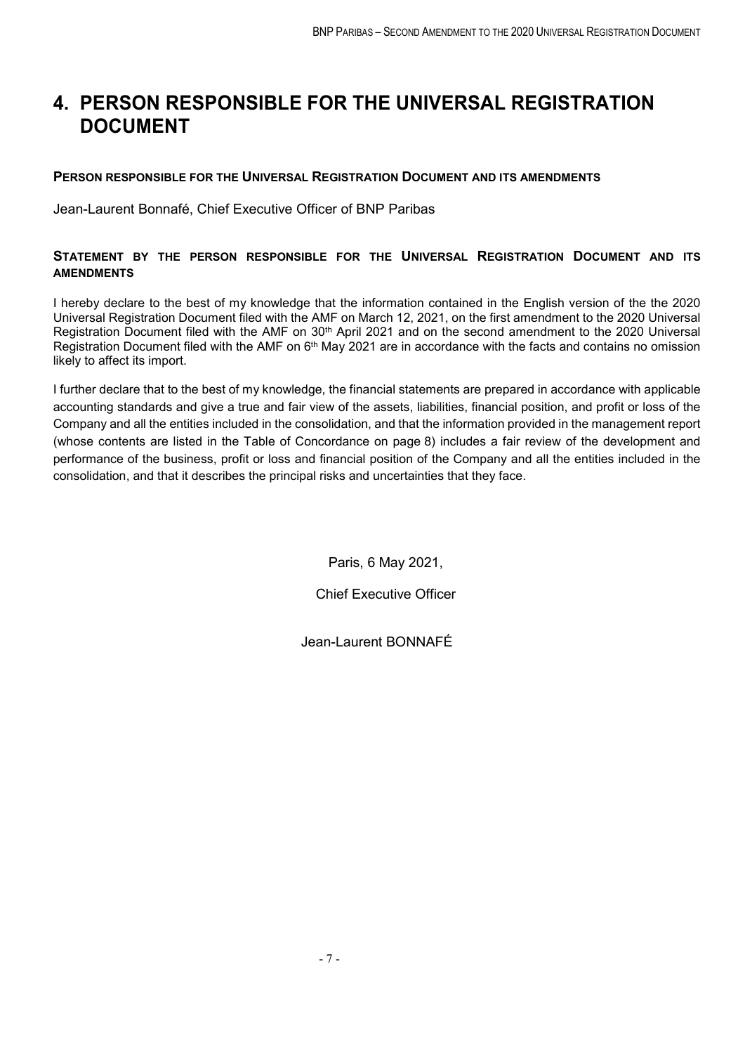# 4. PERSON RESPONSIBLE FOR THE UNIVERSAL REGISTRATION DOCUMENT

**PERSON RESPONSIBLE FOR THE UNIVERSAL REGISTRATION DOCUMENT AND ITS AMENDMENTS**

Jean-Laurent Bonnafé, Chief Executive Officer of BNP Paribas

**STATEMENT BY THE PERSON RESPONSIBLE FOR THE UNIVERSAL REGISTRATION DOCUMENT AND ITS AMENDMENTS**

I hereby declare to the best of my knowledge that the information contained in the English version of the the 2020 Universal Registration Document filed with the AMF on March 12, 2021, on the first amendment to the 2020 Universal Registration Document filed with the AMF on 30th April 2021 and on the second amendment to the 2020 Universal Registration Document filed with the AMF on 6th May 2021 are in accordance with the facts and contains no omission likely to affect its import.

I further declare that to the best of my knowledge, the financial statements are prepared in accordance with applicable accounting standards and give a true and fair view of the assets, liabilities, financial position, and profit or loss of the Company and all the entities included in the consolidation, and that the information provided in the management report (whose contents are listed in the Table of Concordance on page 8) includes a fair review of the development and performance of the business, profit or loss and financial position of the Company and all the entities included in the consolidation, and that it describes the principal risks and uncertainties that they face.

Paris, 6 May 2021,

Chief Executive Officer

Jean-Laurent BONNAFÉ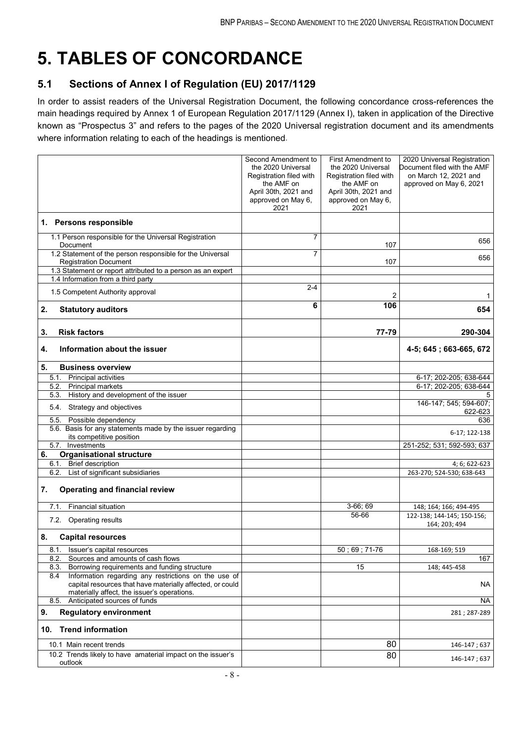# 5. TABLES OF CONCORDANCE

## 5.1 Sections of Annex I of Regulation (EU) 2017/1129

In order to assist readers of the Universal Registration Document, the following concordance cross-references the main headings required by Annex 1 of European Regulation 2017/1129 (Annex I), taken in application of the Directive known as "Prospectus 3" and refers to the pages of the 2020 Universal registration document and its amendments where information relating to each of the headings is mentioned.

| | Second Amendment to the 2020 Universal Registration filed with the AMF on April 30th, 2021 and approved on May 6, 2021 | First Amendment to the 2020 Universal Registration filed with the AMF on April 30th, 2021 and approved on May 6, 2021 | 2020 Universal Registration Document filed with the AMF on March 12, 2021 and approved on May 6, 2021 |
|---|---|---|---|
| **1. Persons responsible** | | | |
| 1.1 Person responsible for the Universal Registration Document | 7 | 107 | 656 |
| 1.2 Statement of the person responsible for the Universal Registration Document | 7 | 107 | 656 |
| 1.3 Statement or report attributed to a person as an expert | | | |
| 1.4 Information from a third party | | | |
| 1.5 Competent Authority approval | 2-4 | 2 | 1 |
| **2. Statutory auditors** | **6** | **106** | **654** |
| **3. Risk factors** | | **77-79** | **290-304** |
| **4. Information about the issuer** | | | **4-5; 645 ; 663-665, 672** |
| **5. Business overview** | | | |
| 5.1. Principal activities | | | 6-17; 202-205; 638-644 |
| 5.2. Principal markets | | | 6-17; 202-205; 638-644 |
| 5.3. History and development of the issuer | | | 5 |
| 5.4. Strategy and objectives | | | 146-147; 545; 594-607; 622-623 |
| 5.5. Possible dependency | | | 636 |
| 5.6. Basis for any statements made by the issuer regarding its competitive position | | | 6-17; 122-138 |
| 5.7. Investments | | | 251-252; 531; 592-593; 637 |
| **6. Organisational structure** | | | |
| 6.1. Brief description | | | 4; 6; 622-623 |
| 6.2. List of significant subsidiaries | | | 263-270; 524-530; 638-643 |
| **7. Operating and financial review** | | | |
| 7.1. Financial situation | | 3-66; 69 | 148; 164; 166; 494-495 |
| 7.2. Operating results | | 56-66 | 122-138; 144-145; 150-156; 164; 203; 494 |
| **8. Capital resources** | | | |
| 8.1. Issuer's capital resources | | 50 ; 69 ; 71-76 | 168-169; 519 |
| 8.2. Sources and amounts of cash flows | | | 167 |
| 8.3. Borrowing requirements and funding structure | | 15 | 148; 445-458 |
| 8.4 Information regarding any restrictions on the use of capital resources that have materially affected, or could materially affect, the issuer's operations. | | | NA |
| 8.5. Anticipated sources of funds | | | NA |
| **9. Regulatory environment** | | | 281 ; 287-289 |
| **10. Trend information** | | | |
| 10.1 Main recent trends | | 80 | 146-147 ; 637 |
| 10.2 Trends likely to have amaterial impact on the issuer's outlook | | 80 | 146-147 ; 637 |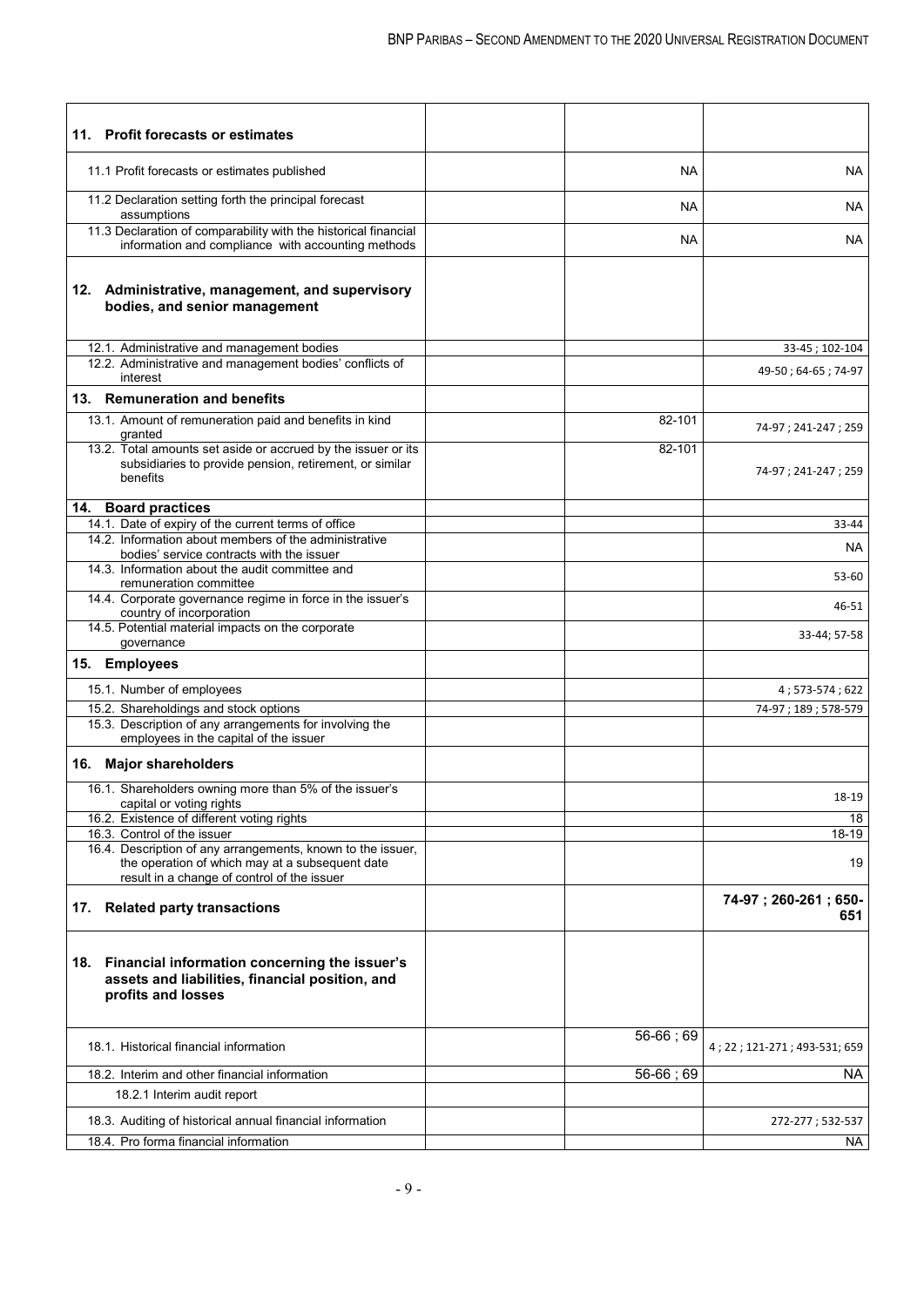| | | | |
|---|---|---|---|
| **11. Profit forecasts or estimates** | | | |
| 11.1 Profit forecasts or estimates published | | NA | NA |
| 11.2 Declaration setting forth the principal forecast assumptions | | NA | NA |
| 11.3 Declaration of comparability with the historical financial information and compliance with accounting methods | | NA | NA |
| **12. Administrative, management, and supervisory bodies, and senior management** | | | |
| 12.1. Administrative and management bodies | | | 33-45 ; 102-104 |
| 12.2. Administrative and management bodies' conflicts of interest | | | 49-50 ; 64-65 ; 74-97 |
| **13. Remuneration and benefits** | | | |
| 13.1. Amount of remuneration paid and benefits in kind granted | | 82-101 | 74-97 ; 241-247 ; 259 |
| 13.2. Total amounts set aside or accrued by the issuer or its subsidiaries to provide pension, retirement, or similar benefits | | 82-101 | 74-97 ; 241-247 ; 259 |
| **14. Board practices** | | | |
| 14.1. Date of expiry of the current terms of office | | | 33-44 |
| 14.2. Information about members of the administrative bodies' service contracts with the issuer | | | NA |
| 14.3. Information about the audit committee and remuneration committee | | | 53-60 |
| 14.4. Corporate governance regime in force in the issuer's country of incorporation | | | 46-51 |
| 14.5. Potential material impacts on the corporate governance | | | 33-44; 57-58 |
| **15. Employees** | | | |
| 15.1. Number of employees | | | 4 ; 573-574 ; 622 |
| 15.2. Shareholdings and stock options | | | 74-97 ; 189 ; 578-579 |
| 15.3. Description of any arrangements for involving the employees in the capital of the issuer | | | |
| **16. Major shareholders** | | | |
| 16.1. Shareholders owning more than 5% of the issuer's capital or voting rights | | | 18-19 |
| 16.2. Existence of different voting rights | | | 18 |
| 16.3. Control of the issuer | | | 18-19 |
| 16.4. Description of any arrangements, known to the issuer, the operation of which may at a subsequent date result in a change of control of the issuer | | | 19 |
| **17. Related party transactions** | | | **74-97 ; 260-261 ; 650-651** |
| **18. Financial information concerning the issuer's assets and liabilities, financial position, and profits and losses** | | | |
| 18.1. Historical financial information | | 56-66 ; 69 | 4 ; 22 ; 121-271 ; 493-531; 659 |
| 18.2. Interim and other financial information | | 56-66 ; 69 | NA |
| 18.2.1 Interim audit report | | | |
| 18.3. Auditing of historical annual financial information | | | 272-277 ; 532-537 |
| 18.4. Pro forma financial information | | | NA |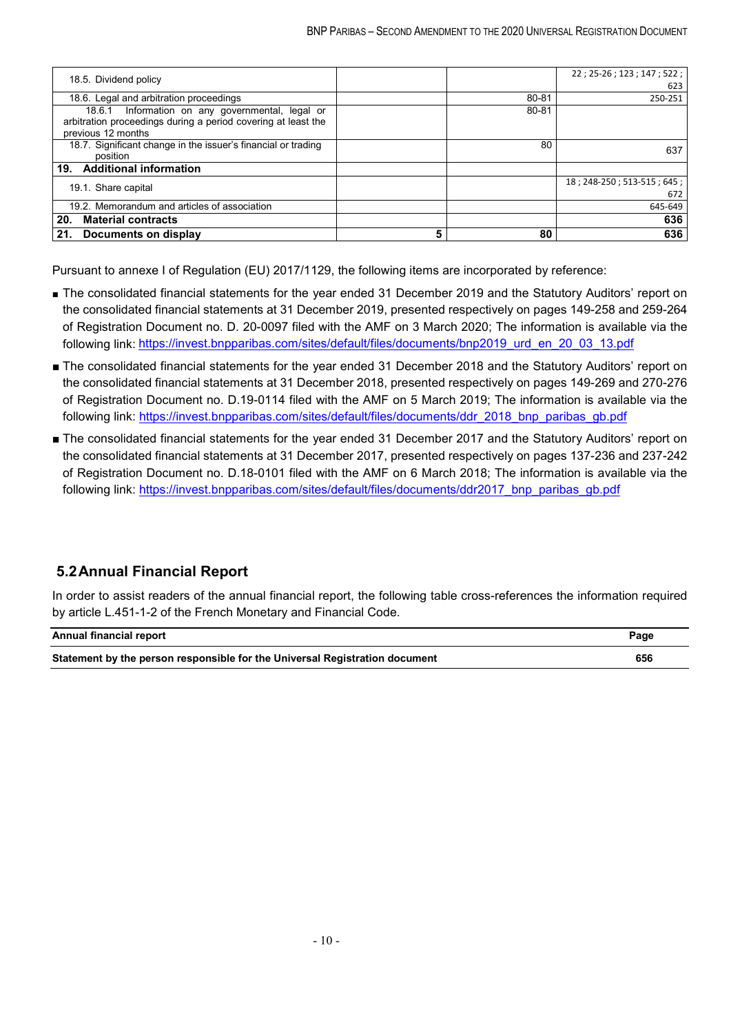| | | | |
|---|---|---|---|
| 18.5. Dividend policy | | | 22 ; 25-26 ; 123 ; 147 ; 522 ; 623 |
| 18.6. Legal and arbitration proceedings | | 80-81 | 250-251 |
| 18.6.1 Information on any governmental, legal or arbitration proceedings during a period covering at least the previous 12 months | | 80-81 | |
| 18.7. Significant change in the issuer's financial or trading position | | 80 | 637 |
| **19. Additional information** | | | |
| 19.1. Share capital | | | 18 ; 248-250 ; 513-515 ; 645 ; 672 |
| 19.2. Memorandum and articles of association | | | 645-649 |
| **20. Material contracts** | | | **636** |
| **21. Documents on display** | **5** | **80** | **636** |

Pursuant to annexe I of Regulation (EU) 2017/1129, the following items are incorporated by reference:

- The consolidated financial statements for the year ended 31 December 2019 and the Statutory Auditors' report on the consolidated financial statements at 31 December 2019, presented respectively on pages 149-258 and 259-264 of Registration Document no. D. 20-0097 filed with the AMF on 3 March 2020; The information is available via the following link: https://invest.bnpparibas.com/sites/default/files/documents/bnp2019_urd_en_20_03_13.pdf
- The consolidated financial statements for the year ended 31 December 2018 and the Statutory Auditors' report on the consolidated financial statements at 31 December 2018, presented respectively on pages 149-269 and 270-276 of Registration Document no. D.19-0114 filed with the AMF on 5 March 2019; The information is available via the following link: https://invest.bnpparibas.com/sites/default/files/documents/ddr_2018_bnp_paribas_gb.pdf
- The consolidated financial statements for the year ended 31 December 2017 and the Statutory Auditors' report on the consolidated financial statements at 31 December 2017, presented respectively on pages 137-236 and 237-242 of Registration Document no. D.18-0101 filed with the AMF on 6 March 2018; The information is available via the following link: https://invest.bnpparibas.com/sites/default/files/documents/ddr2017_bnp_paribas_gb.pdf

## 5.2 Annual Financial Report

In order to assist readers of the annual financial report, the following table cross-references the information required by article L.451-1-2 of the French Monetary and Financial Code.

| Annual financial report | Page |
|---|---|
| **Statement by the person responsible for the Universal Registration document** | **656** |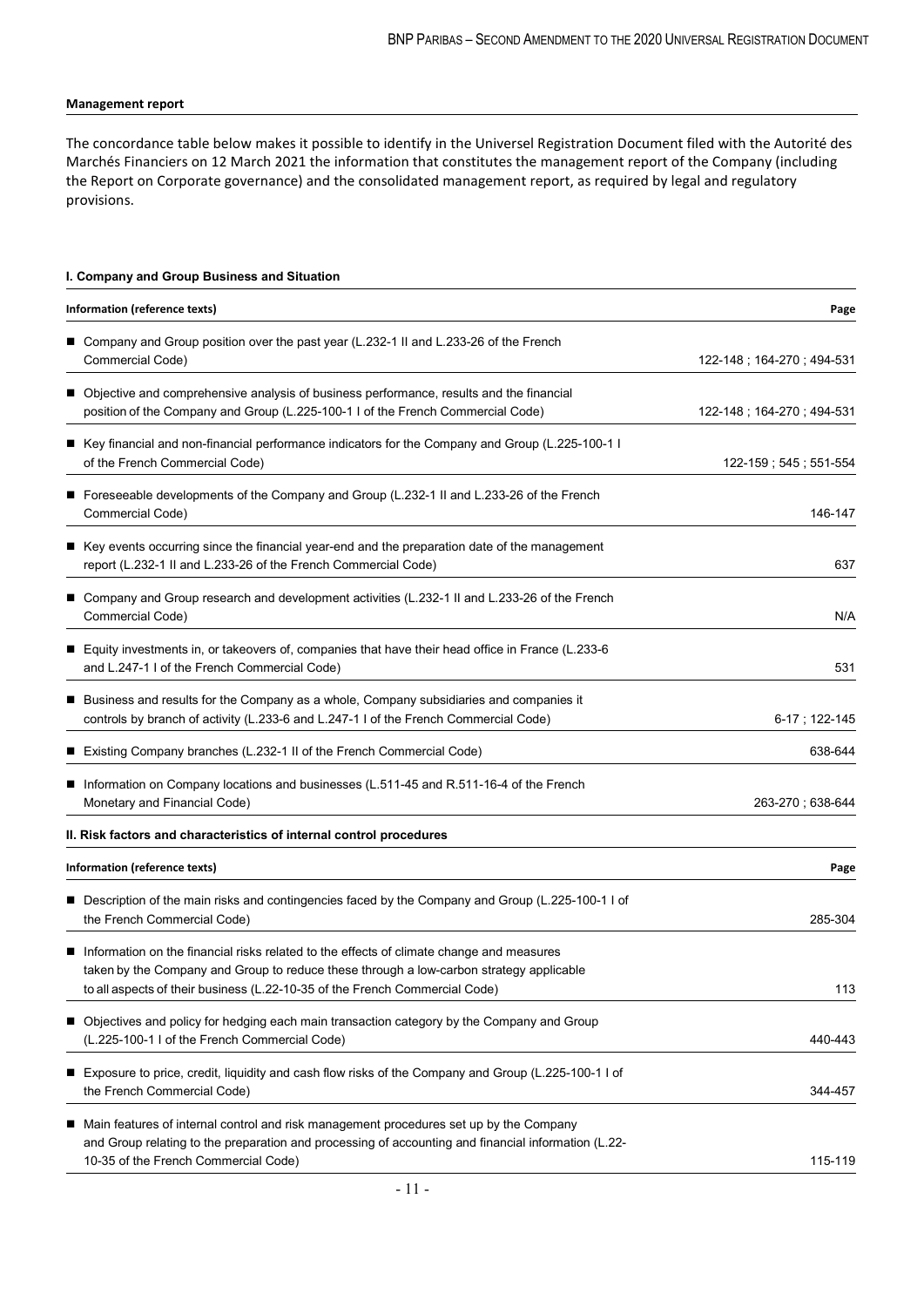#### Management report

The concordance table below makes it possible to identify in the Universel Registration Document filed with the Autorité des Marchés Financiers on 12 March 2021 the information that constitutes the management report of the Company (including the Report on Corporate governance) and the consolidated management report, as required by legal and regulatory provisions.

##### I. Company and Group Business and Situation

| Information (reference texts) | Page |
|---|---|
| ■ Company and Group position over the past year (L.232-1 II and L.233-26 of the French Commercial Code) | 122-148 ; 164-270 ; 494-531 |
| ■ Objective and comprehensive analysis of business performance, results and the financial position of the Company and Group (L.225-100-1 I of the French Commercial Code) | 122-148 ; 164-270 ; 494-531 |
| ■ Key financial and non-financial performance indicators for the Company and Group (L.225-100-1 I of the French Commercial Code) | 122-159 ; 545 ; 551-554 |
| ■ Foreseeable developments of the Company and Group (L.232-1 II and L.233-26 of the French Commercial Code) | 146-147 |
| ■ Key events occurring since the financial year-end and the preparation date of the management report (L.232-1 II and L.233-26 of the French Commercial Code) | 637 |
| ■ Company and Group research and development activities (L.232-1 II and L.233-26 of the French Commercial Code) | N/A |
| ■ Equity investments in, or takeovers of, companies that have their head office in France (L.233-6 and L.247-1 I of the French Commercial Code) | 531 |
| ■ Business and results for the Company as a whole, Company subsidiaries and companies it controls by branch of activity (L.233-6 and L.247-1 I of the French Commercial Code) | 6-17 ; 122-145 |
| ■ Existing Company branches (L.232-1 II of the French Commercial Code) | 638-644 |
| ■ Information on Company locations and businesses (L.511-45 and R.511-16-4 of the French Monetary and Financial Code) | 263-270 ; 638-644 |

##### II. Risk factors and characteristics of internal control procedures

| Information (reference texts) | Page |
|---|---|
| ■ Description of the main risks and contingencies faced by the Company and Group (L.225-100-1 I of the French Commercial Code) | 285-304 |
| ■ Information on the financial risks related to the effects of climate change and measures taken by the Company and Group to reduce these through a low-carbon strategy applicable to all aspects of their business (L.22-10-35 of the French Commercial Code) | 113 |
| ■ Objectives and policy for hedging each main transaction category by the Company and Group (L.225-100-1 I of the French Commercial Code) | 440-443 |
| ■ Exposure to price, credit, liquidity and cash flow risks of the Company and Group (L.225-100-1 I of the French Commercial Code) | 344-457 |
| ■ Main features of internal control and risk management procedures set up by the Company and Group relating to the preparation and processing of accounting and financial information (L.22-10-35 of the French Commercial Code) | 115-119 |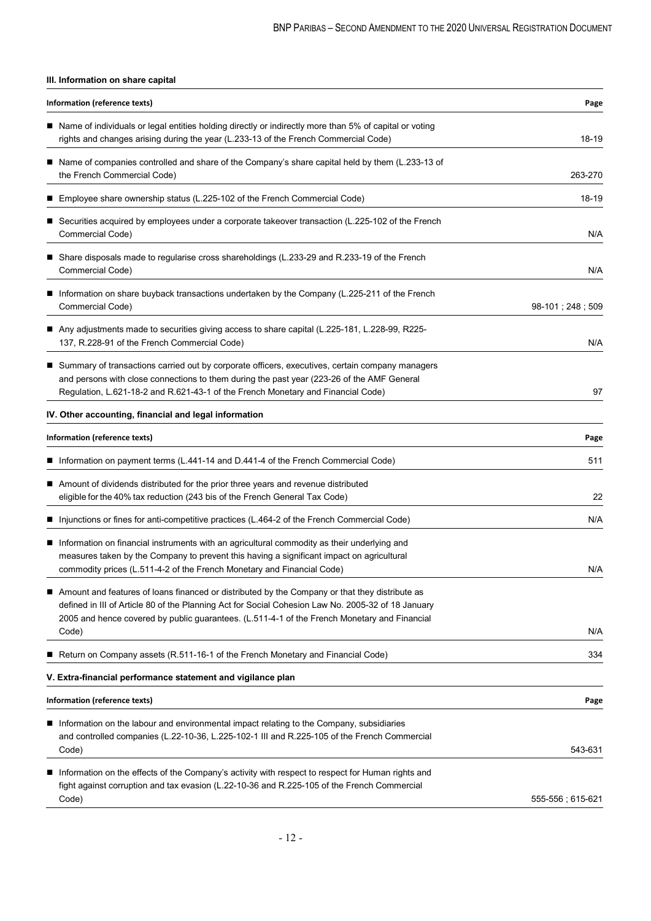### III. Information on share capital

| Information (reference texts) | Page |
|---|---|
| ■ Name of individuals or legal entities holding directly or indirectly more than 5% of capital or voting rights and changes arising during the year (L.233-13 of the French Commercial Code) | 18-19 |
| ■ Name of companies controlled and share of the Company's share capital held by them (L.233-13 of the French Commercial Code) | 263-270 |
| ■ Employee share ownership status (L.225-102 of the French Commercial Code) | 18-19 |
| ■ Securities acquired by employees under a corporate takeover transaction (L.225-102 of the French Commercial Code) | N/A |
| ■ Share disposals made to regularise cross shareholdings (L.233-29 and R.233-19 of the French Commercial Code) | N/A |
| ■ Information on share buyback transactions undertaken by the Company (L.225-211 of the French Commercial Code) | 98-101 ; 248 ; 509 |
| ■ Any adjustments made to securities giving access to share capital (L.225-181, L.228-99, R225-137, R.228-91 of the French Commercial Code) | N/A |
| ■ Summary of transactions carried out by corporate officers, executives, certain company managers and persons with close connections to them during the past year (223-26 of the AMF General Regulation, L.621-18-2 and R.621-43-1 of the French Monetary and Financial Code) | 97 |

### IV. Other accounting, financial and legal information

| Information (reference texts) | Page |
|---|---|
| ■ Information on payment terms (L.441-14 and D.441-4 of the French Commercial Code) | 511 |
| ■ Amount of dividends distributed for the prior three years and revenue distributed eligible for the 40% tax reduction (243 bis of the French General Tax Code) | 22 |
| ■ Injunctions or fines for anti-competitive practices (L.464-2 of the French Commercial Code) | N/A |
| ■ Information on financial instruments with an agricultural commodity as their underlying and measures taken by the Company to prevent this having a significant impact on agricultural commodity prices (L.511-4-2 of the French Monetary and Financial Code) | N/A |
| ■ Amount and features of loans financed or distributed by the Company or that they distribute as defined in III of Article 80 of the Planning Act for Social Cohesion Law No. 2005-32 of 18 January 2005 and hence covered by public guarantees. (L.511-4-1 of the French Monetary and Financial Code) | N/A |
| ■ Return on Company assets (R.511-16-1 of the French Monetary and Financial Code) | 334 |

### V. Extra-financial performance statement and vigilance plan

| Information (reference texts) | Page |
|---|---|
| ■ Information on the labour and environmental impact relating to the Company, subsidiaries and controlled companies (L.22-10-36, L.225-102-1 III and R.225-105 of the French Commercial Code) | 543-631 |
| ■ Information on the effects of the Company's activity with respect to respect for Human rights and fight against corruption and tax evasion (L.22-10-36 and R.225-105 of the French Commercial Code) | 555-556 ; 615-621 |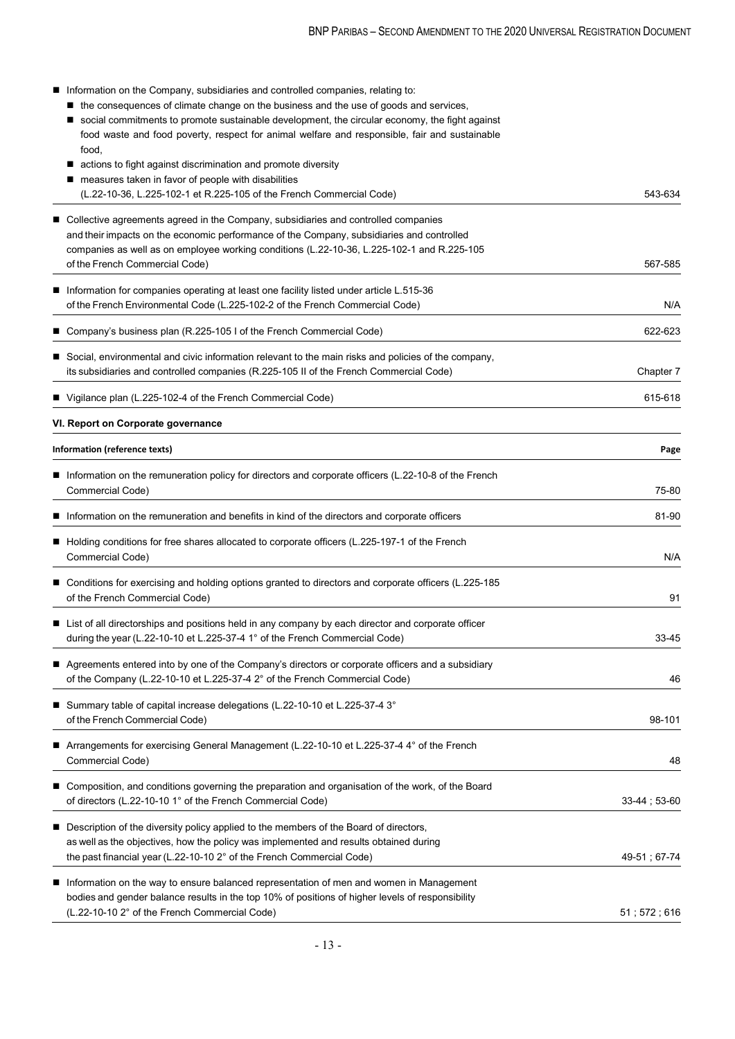| | |
|---|---|
| ■ Information on the Company, subsidiaries and controlled companies, relating to:<br>■ the consequences of climate change on the business and the use of goods and services,<br>■ social commitments to promote sustainable development, the circular economy, the fight against food waste and food poverty, respect for animal welfare and responsible, fair and sustainable food,<br>■ actions to fight against discrimination and promote diversity<br>■ measures taken in favor of people with disabilities<br>(L.22-10-36, L.225-102-1 et R.225-105 of the French Commercial Code) | 543-634 |
| ■ Collective agreements agreed in the Company, subsidiaries and controlled companies and their impacts on the economic performance of the Company, subsidiaries and controlled companies as well as on employee working conditions (L.22-10-36, L.225-102-1 and R.225-105 of the French Commercial Code) | 567-585 |
| ■ Information for companies operating at least one facility listed under article L.515-36 of the French Environmental Code (L.225-102-2 of the French Commercial Code) | N/A |
| ■ Company's business plan (R.225-105 I of the French Commercial Code) | 622-623 |
| ■ Social, environmental and civic information relevant to the main risks and policies of the company, its subsidiaries and controlled companies (R.225-105 II of the French Commercial Code) | Chapter 7 |
| ■ Vigilance plan (L.225-102-4 of the French Commercial Code) | 615-618 |

**VI. Report on Corporate governance**

| Information (reference texts) | Page |
|---|---|
| ■ Information on the remuneration policy for directors and corporate officers (L.22-10-8 of the French Commercial Code) | 75-80 |
| ■ Information on the remuneration and benefits in kind of the directors and corporate officers | 81-90 |
| ■ Holding conditions for free shares allocated to corporate officers (L.225-197-1 of the French Commercial Code) | N/A |
| ■ Conditions for exercising and holding options granted to directors and corporate officers (L.225-185 of the French Commercial Code) | 91 |
| ■ List of all directorships and positions held in any company by each director and corporate officer during the year (L.22-10-10 et L.225-37-4 1° of the French Commercial Code) | 33-45 |
| ■ Agreements entered into by one of the Company's directors or corporate officers and a subsidiary of the Company (L.22-10-10 et L.225-37-4 2° of the French Commercial Code) | 46 |
| ■ Summary table of capital increase delegations (L.22-10-10 et L.225-37-4 3° of the French Commercial Code) | 98-101 |
| ■ Arrangements for exercising General Management (L.22-10-10 et L.225-37-4 4° of the French Commercial Code) | 48 |
| ■ Composition, and conditions governing the preparation and organisation of the work, of the Board of directors (L.22-10-10 1° of the French Commercial Code) | 33-44 ; 53-60 |
| ■ Description of the diversity policy applied to the members of the Board of directors, as well as the objectives, how the policy was implemented and results obtained during the past financial year (L.22-10-10 2° of the French Commercial Code) | 49-51 ; 67-74 |
| ■ Information on the way to ensure balanced representation of men and women in Management bodies and gender balance results in the top 10% of positions of higher levels of responsibility (L.22-10-10 2° of the French Commercial Code) | 51 ; 572 ; 616 |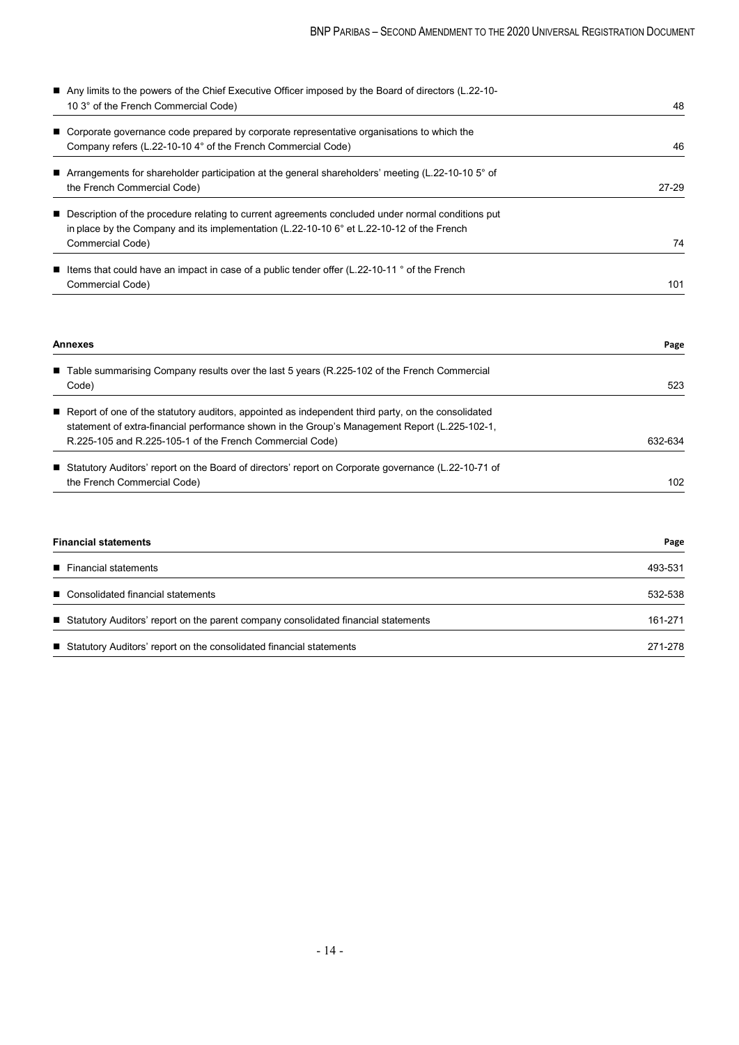| | |
|---|---|
| Any limits to the powers of the Chief Executive Officer imposed by the Board of directors (L.22-10-10 3° of the French Commercial Code) | 48 |
| Corporate governance code prepared by corporate representative organisations to which the Company refers (L.22-10-10 4° of the French Commercial Code) | 46 |
| Arrangements for shareholder participation at the general shareholders' meeting (L.22-10-10 5° of the French Commercial Code) | 27-29 |
| Description of the procedure relating to current agreements concluded under normal conditions put in place by the Company and its implementation (L.22-10-10 6° et L.22-10-12 of the French Commercial Code) | 74 |
| Items that could have an impact in case of a public tender offer (L.22-10-11 ° of the French Commercial Code) | 101 |

| Annexes | Page |
|---|---|
| Table summarising Company results over the last 5 years (R.225-102 of the French Commercial Code) | 523 |
| Report of one of the statutory auditors, appointed as independent third party, on the consolidated statement of extra-financial performance shown in the Group's Management Report (L.225-102-1, R.225-105 and R.225-105-1 of the French Commercial Code) | 632-634 |
| Statutory Auditors' report on the Board of directors' report on Corporate governance (L.22-10-71 of the French Commercial Code) | 102 |

| Financial statements | Page |
|---|---|
| Financial statements | 493-531 |
| Consolidated financial statements | 532-538 |
| Statutory Auditors' report on the parent company consolidated financial statements | 161-271 |
| Statutory Auditors' report on the consolidated financial statements | 271-278 |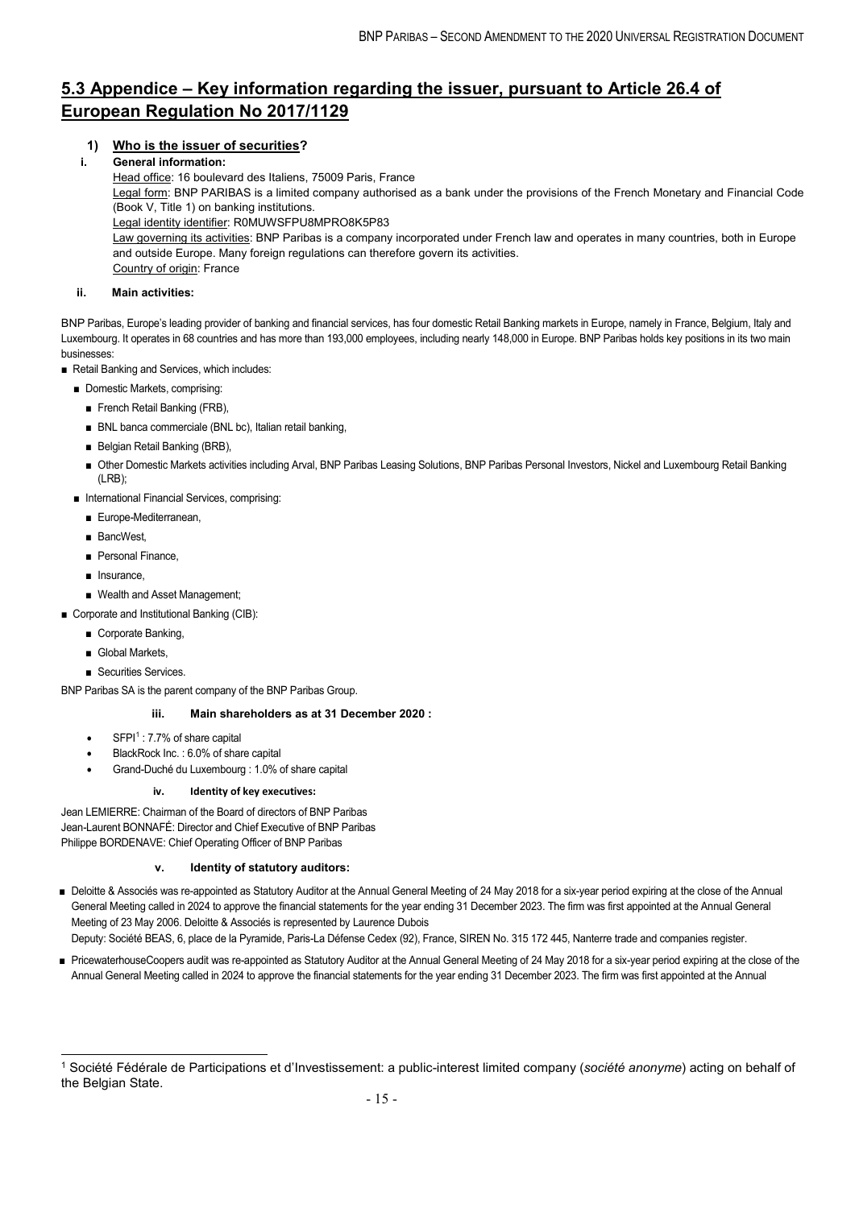## 5.3 Appendice – Key information regarding the issuer, pursuant to Article 26.4 of European Regulation No 2017/1129

### 1) Who is the issuer of securities?

**i. General information:**

Head office: 16 boulevard des Italiens, 75009 Paris, France

Legal form: BNP PARIBAS is a limited company authorised as a bank under the provisions of the French Monetary and Financial Code (Book V, Title 1) on banking institutions.

Legal identity identifier: R0MUWSFPU8MPRO8K5P83

Law governing its activities: BNP Paribas is a company incorporated under French law and operates in many countries, both in Europe and outside Europe. Many foreign regulations can therefore govern its activities.

Country of origin: France

**ii. Main activities:**

BNP Paribas, Europe's leading provider of banking and financial services, has four domestic Retail Banking markets in Europe, namely in France, Belgium, Italy and Luxembourg. It operates in 68 countries and has more than 193,000 employees, including nearly 148,000 in Europe. BNP Paribas holds key positions in its two main businesses:

- Retail Banking and Services, which includes:
  - Domestic Markets, comprising:
    - French Retail Banking (FRB),
    - BNL banca commerciale (BNL bc), Italian retail banking,
    - Belgian Retail Banking (BRB),
    - Other Domestic Markets activities including Arval, BNP Paribas Leasing Solutions, BNP Paribas Personal Investors, Nickel and Luxembourg Retail Banking (LRB);
  - International Financial Services, comprising:
    - Europe-Mediterranean,
    - BancWest,
    - Personal Finance,
    - Insurance,
    - Wealth and Asset Management;
- Corporate and Institutional Banking (CIB):
  - Corporate Banking,
  - Global Markets,
  - Securities Services.

BNP Paribas SA is the parent company of the BNP Paribas Group.

**iii. Main shareholders as at 31 December 2020 :**

- SFPI[1] : 7.7% of share capital
- BlackRock Inc. : 6.0% of share capital
- Grand-Duché du Luxembourg : 1.0% of share capital

**iv. Identity of key executives:**

Jean LEMIERRE: Chairman of the Board of directors of BNP Paribas
Jean-Laurent BONNAFÉ: Director and Chief Executive of BNP Paribas
Philippe BORDENAVE: Chief Operating Officer of BNP Paribas

**v. Identity of statutory auditors:**

- Deloitte & Associés was re-appointed as Statutory Auditor at the Annual General Meeting of 24 May 2018 for a six-year period expiring at the close of the Annual General Meeting called in 2024 to approve the financial statements for the year ending 31 December 2023. The firm was first appointed at the Annual General Meeting of 23 May 2006. Deloitte & Associés is represented by Laurence Dubois

  Deputy: Société BEAS, 6, place de la Pyramide, Paris-La Défense Cedex (92), France, SIREN No. 315 172 445, Nanterre trade and companies register.

- PricewaterhouseCoopers audit was re-appointed as Statutory Auditor at the Annual General Meeting of 24 May 2018 for a six-year period expiring at the close of the Annual General Meeting called in 2024 to approve the financial statements for the year ending 31 December 2023. The firm was first appointed at the Annual

[1] Société Fédérale de Participations et d'Investissement: a public-interest limited company (*société anonyme*) acting on behalf of the Belgian State.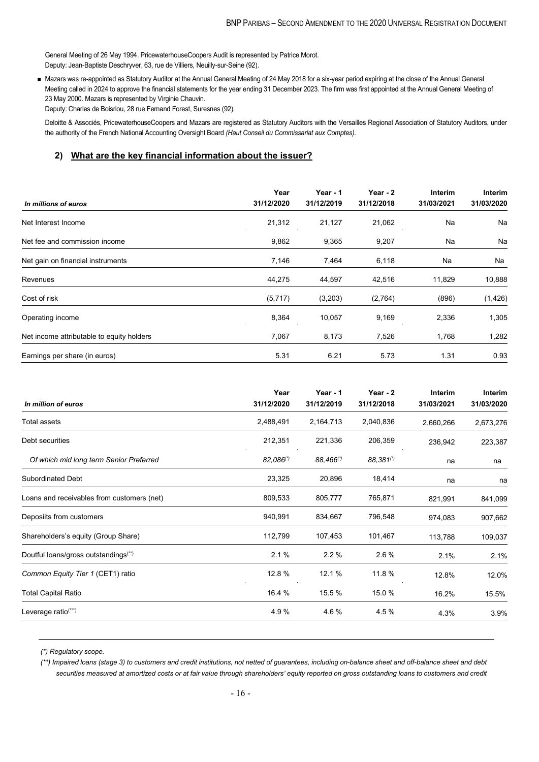General Meeting of 26 May 1994. PricewaterhouseCoopers Audit is represented by Patrice Morot.
Deputy: Jean-Baptiste Deschryver, 63, rue de Villiers, Neuilly-sur-Seine (92).

- Mazars was re-appointed as Statutory Auditor at the Annual General Meeting of 24 May 2018 for a six-year period expiring at the close of the Annual General Meeting called in 2024 to approve the financial statements for the year ending 31 December 2023. The firm was first appointed at the Annual General Meeting of 23 May 2000. Mazars is represented by Virginie Chauvin.
  Deputy: Charles de Boisriou, 28 rue Fernand Forest, Suresnes (92).

Deloitte & Associés, PricewaterhouseCoopers and Mazars are registered as Statutory Auditors with the Versailles Regional Association of Statutory Auditors, under the authority of the French National Accounting Oversight Board *(Haut Conseil du Commissariat aux Comptes)*.

## 2) What are the key financial information about the issuer?

| *In millions of euros* | Year 31/12/2020 | Year - 1 31/12/2019 | Year - 2 31/12/2018 | Interim 31/03/2021 | Interim 31/03/2020 |
|---|---|---|---|---|---|
| Net Interest Income | 21,312 | 21,127 | 21,062 | Na | Na |
| Net fee and commission income | 9,862 | 9,365 | 9,207 | Na | Na |
| Net gain on financial instruments | 7,146 | 7,464 | 6,118 | Na | Na |
| Revenues | 44,275 | 44,597 | 42,516 | 11,829 | 10,888 |
| Cost of risk | (5,717) | (3,203) | (2,764) | (896) | (1,426) |
| Operating income | 8,364 | 10,057 | 9,169 | 2,336 | 1,305 |
| Net income attributable to equity holders | 7,067 | 8,173 | 7,526 | 1,768 | 1,282 |
| Earnings per share (in euros) | 5.31 | 6.21 | 5.73 | 1.31 | 0.93 |

| *In million of euros* | Year 31/12/2020 | Year - 1 31/12/2019 | Year - 2 31/12/2018 | Interim 31/03/2021 | Interim 31/03/2020 |
|---|---|---|---|---|---|
| Total assets | 2,488,491 | 2,164,713 | 2,040,836 | 2,660,266 | 2,673,276 |
| Debt securities | 212,351 | 221,336 | 206,359 | 236,942 | 223,387 |
| *Of which mid long term Senior Preferred* | *82,086(\*)* | *88,466(\*)* | *88,381(\*)* | na | na |
| Subordinated Debt | 23,325 | 20,896 | 18,414 | na | na |
| Loans and receivables from customers (net) | 809,533 | 805,777 | 765,871 | 821,991 | 841,099 |
| Deposiits from customers | 940,991 | 834,667 | 796,548 | 974,083 | 907,662 |
| Shareholders's equity (Group Share) | 112,799 | 107,453 | 101,467 | 113,788 | 109,037 |
| Doutful loans/gross outstandings(\*\*) | 2.1 % | 2.2 % | 2.6 % | 2.1% | 2.1% |
| *Common Equity Tier 1* (CET1) ratio | 12.8 % | 12.1 % | 11.8 % | 12.8% | 12.0% |
| Total Capital Ratio | 16.4 % | 15.5 % | 15.0 % | 16.2% | 15.5% |
| Leverage ratio(\*\*\*) | 4.9 % | 4.6 % | 4.5 % | 4.3% | 3.9% |

*(\*) Regulatory scope.*

*(\*\*) Impaired loans (stage 3) to customers and credit institutions, not netted of guarantees, including on-balance sheet and off-balance sheet and debt securities measured at amortized costs or at fair value through shareholders' equity reported on gross outstanding loans to customers and credit*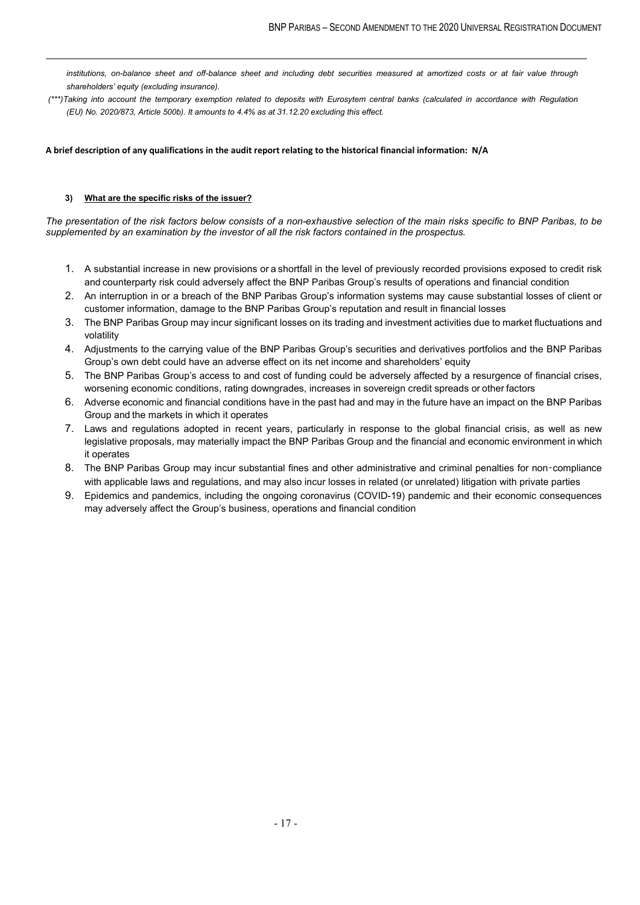*institutions, on-balance sheet and off-balance sheet and including debt securities measured at amortized costs or at fair value through shareholders' equity (excluding insurance).*

*(***)Taking into account the temporary exemption related to deposits with Eurosytem central banks (calculated in accordance with Regulation (EU) No. 2020/873, Article 500b). It amounts to 4.4% as at 31.12.20 excluding this effect.*

**A brief description of any qualifications in the audit report relating to the historical financial information: N/A**

**3) What are the specific risks of the issuer?**

*The presentation of the risk factors below consists of a non-exhaustive selection of the main risks specific to BNP Paribas, to be supplemented by an examination by the investor of all the risk factors contained in the prospectus.*

1. A substantial increase in new provisions or a shortfall in the level of previously recorded provisions exposed to credit risk and counterparty risk could adversely affect the BNP Paribas Group's results of operations and financial condition
2. An interruption in or a breach of the BNP Paribas Group's information systems may cause substantial losses of client or customer information, damage to the BNP Paribas Group's reputation and result in financial losses
3. The BNP Paribas Group may incur significant losses on its trading and investment activities due to market fluctuations and volatility
4. Adjustments to the carrying value of the BNP Paribas Group's securities and derivatives portfolios and the BNP Paribas Group's own debt could have an adverse effect on its net income and shareholders' equity
5. The BNP Paribas Group's access to and cost of funding could be adversely affected by a resurgence of financial crises, worsening economic conditions, rating downgrades, increases in sovereign credit spreads or other factors
6. Adverse economic and financial conditions have in the past had and may in the future have an impact on the BNP Paribas Group and the markets in which it operates
7. Laws and regulations adopted in recent years, particularly in response to the global financial crisis, as well as new legislative proposals, may materially impact the BNP Paribas Group and the financial and economic environment in which it operates
8. The BNP Paribas Group may incur substantial fines and other administrative and criminal penalties for non-compliance with applicable laws and regulations, and may also incur losses in related (or unrelated) litigation with private parties
9. Epidemics and pandemics, including the ongoing coronavirus (COVID-19) pandemic and their economic consequences may adversely affect the Group's business, operations and financial condition